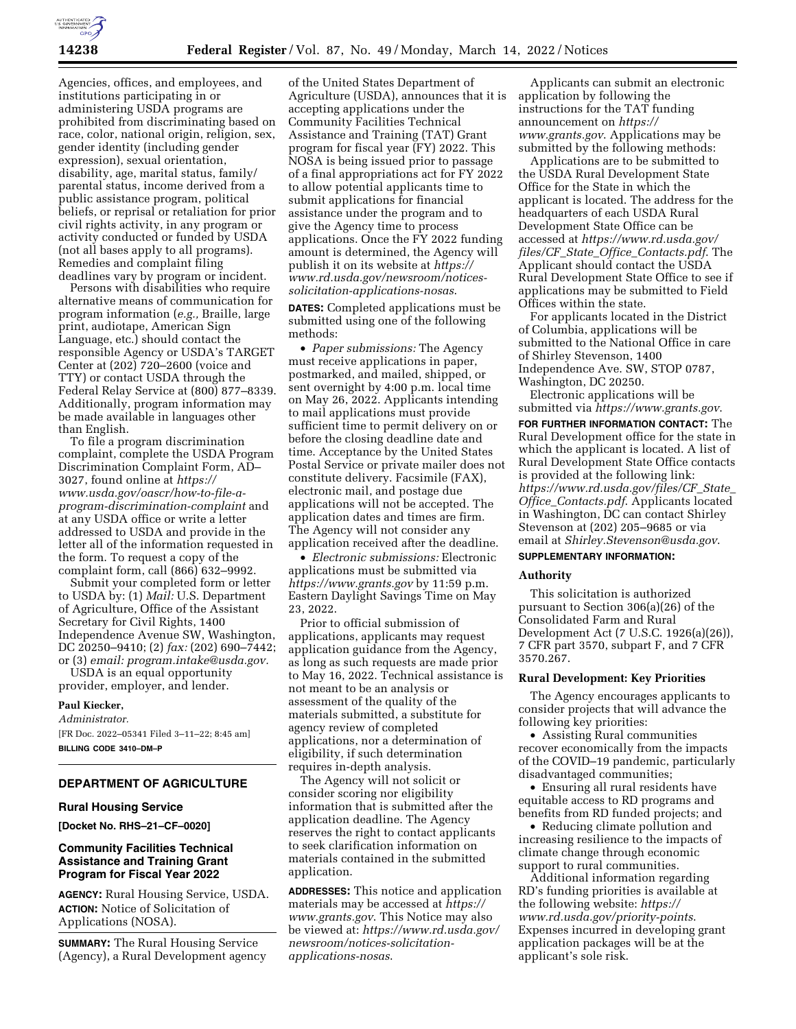Agencies, offices, and employees, and institutions participating in or administering USDA programs are prohibited from discriminating based on race, color, national origin, religion, sex, gender identity (including gender expression), sexual orientation, disability, age, marital status, family/parental status, income derived from a public assistance program, political beliefs, or reprisal or retaliation for prior civil rights activity, in any program or activity conducted or funded by USDA (not all bases apply to all programs). Remedies and complaint filing deadlines vary by program or incident.

Persons with disabilities who require alternative means of communication for program information (*e.g.,* Braille, large print, audiotape, American Sign Language, etc.) should contact the responsible Agency or USDA's TARGET Center at (202) 720–2600 (voice and TTY) or contact USDA through the Federal Relay Service at (800) 877–8339. Additionally, program information may be made available in languages other than English.

To file a program discrimination complaint, complete the USDA Program Discrimination Complaint Form, AD–3027, found online at *https://www.usda.gov/oascr/how-to-file-a-program-discrimination-complaint* and at any USDA office or write a letter addressed to USDA and provide in the letter all of the information requested in the form. To request a copy of the complaint form, call (866) 632–9992.

Submit your completed form or letter to USDA by: (1) *Mail:* U.S. Department of Agriculture, Office of the Assistant Secretary for Civil Rights, 1400 Independence Avenue SW, Washington, DC 20250–9410; (2) *fax:* (202) 690–7442; or (3) *email: program.intake@usda.gov.*

USDA is an equal opportunity provider, employer, and lender.

**Paul Kiecker,**

*Administrator.*

[FR Doc. 2022–05341 Filed 3–11–22; 8:45 am]

**BILLING CODE 3410–DM–P**

## DEPARTMENT OF AGRICULTURE

### Rural Housing Service

**[Docket No. RHS–21–CF–0020]**

### Community Facilities Technical Assistance and Training Grant Program for Fiscal Year 2022

**AGENCY:** Rural Housing Service, USDA.

**ACTION:** Notice of Solicitation of Applications (NOSA).

**SUMMARY:** The Rural Housing Service (Agency), a Rural Development agency of the United States Department of Agriculture (USDA), announces that it is accepting applications under the Community Facilities Technical Assistance and Training (TAT) Grant program for fiscal year (FY) 2022. This NOSA is being issued prior to passage of a final appropriations act for FY 2022 to allow potential applicants time to submit applications for financial assistance under the program and to give the Agency time to process applications. Once the FY 2022 funding amount is determined, the Agency will publish it on its website at *https://www.rd.usda.gov/newsroom/notices-solicitation-applications-nosas*.

**DATES:** Completed applications must be submitted using one of the following methods:

• *Paper submissions:* The Agency must receive applications in paper, postmarked, and mailed, shipped, or sent overnight by 4:00 p.m. local time on May 26, 2022. Applicants intending to mail applications must provide sufficient time to permit delivery on or before the closing deadline date and time. Acceptance by the United States Postal Service or private mailer does not constitute delivery. Facsimile (FAX), electronic mail, and postage due applications will not be accepted. The application dates and times are firm. The Agency will not consider any application received after the deadline.

• *Electronic submissions:* Electronic applications must be submitted via *https://www.grants.gov* by 11:59 p.m. Eastern Daylight Savings Time on May 23, 2022.

Prior to official submission of applications, applicants may request application guidance from the Agency, as long as such requests are made prior to May 16, 2022. Technical assistance is not meant to be an analysis or assessment of the quality of the materials submitted, a substitute for agency review of completed applications, nor a determination of eligibility, if such determination requires in-depth analysis.

The Agency will not solicit or consider scoring nor eligibility information that is submitted after the application deadline. The Agency reserves the right to contact applicants to seek clarification information on materials contained in the submitted application.

**ADDRESSES:** This notice and application materials may be accessed at *https://www.grants.gov*. This Notice may also be viewed at: *https://www.rd.usda.gov/newsroom/notices-solicitation-applications-nosas.*

Applicants can submit an electronic application by following the instructions for the TAT funding announcement on *https://www.grants.gov*. Applications may be submitted by the following methods:

Applications are to be submitted to the USDA Rural Development State Office for the State in which the applicant is located. The address for the headquarters of each USDA Rural Development State Office can be accessed at *https://www.rd.usda.gov/files/CF_State_Office_Contacts.pdf*. The Applicant should contact the USDA Rural Development State Office to see if applications may be submitted to Field Offices within the state.

For applicants located in the District of Columbia, applications will be submitted to the National Office in care of Shirley Stevenson, 1400 Independence Ave. SW, STOP 0787, Washington, DC 20250.

Electronic applications will be submitted via *https://www.grants.gov*.

**FOR FURTHER INFORMATION CONTACT:** The Rural Development office for the state in which the applicant is located. A list of Rural Development State Office contacts is provided at the following link: *https://www.rd.usda.gov/files/CF_State_Office_Contacts.pdf*. Applicants located in Washington, DC can contact Shirley Stevenson at (202) 205–9685 or via email at *Shirley.Stevenson@usda.gov*.

**SUPPLEMENTARY INFORMATION:**

#### Authority

This solicitation is authorized pursuant to Section 306(a)(26) of the Consolidated Farm and Rural Development Act (7 U.S.C. 1926(a)(26)), 7 CFR part 3570, subpart F, and 7 CFR 3570.267.

#### Rural Development: Key Priorities

The Agency encourages applicants to consider projects that will advance the following key priorities:

• Assisting Rural communities recover economically from the impacts of the COVID–19 pandemic, particularly disadvantaged communities;

• Ensuring all rural residents have equitable access to RD programs and benefits from RD funded projects; and

• Reducing climate pollution and increasing resilience to the impacts of climate change through economic support to rural communities.

Additional information regarding RD's funding priorities is available at the following website: *https://www.rd.usda.gov/priority-points*. Expenses incurred in developing grant application packages will be at the applicant's sole risk.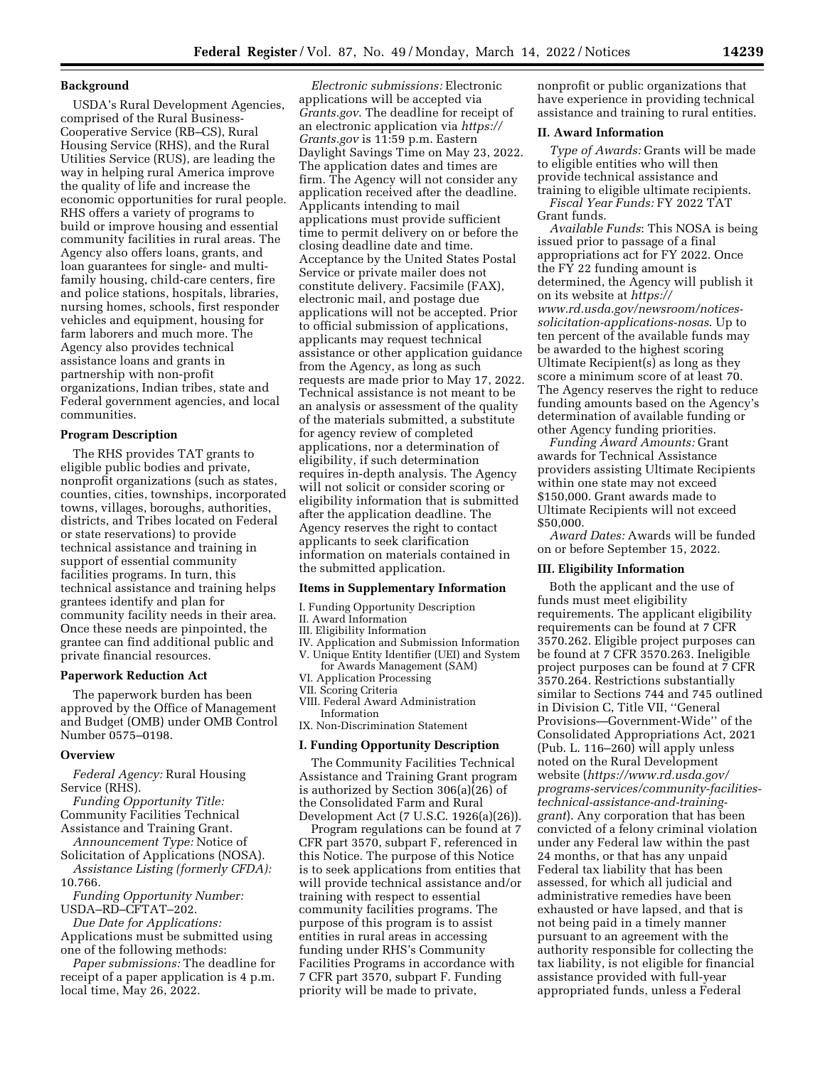### Background

USDA's Rural Development Agencies, comprised of the Rural Business-Cooperative Service (RB–CS), Rural Housing Service (RHS), and the Rural Utilities Service (RUS), are leading the way in helping rural America improve the quality of life and increase the economic opportunities for rural people. RHS offers a variety of programs to build or improve housing and essential community facilities in rural areas. The Agency also offers loans, grants, and loan guarantees for single- and multi-family housing, child-care centers, fire and police stations, hospitals, libraries, nursing homes, schools, first responder vehicles and equipment, housing for farm laborers and much more. The Agency also provides technical assistance loans and grants in partnership with non-profit organizations, Indian tribes, state and Federal government agencies, and local communities.

### Program Description

The RHS provides TAT grants to eligible public bodies and private, nonprofit organizations (such as states, counties, cities, townships, incorporated towns, villages, boroughs, authorities, districts, and Tribes located on Federal or state reservations) to provide technical assistance and training in support of essential community facilities programs. In turn, this technical assistance and training helps grantees identify and plan for community facility needs in their area. Once these needs are pinpointed, the grantee can find additional public and private financial resources.

### Paperwork Reduction Act

The paperwork burden has been approved by the Office of Management and Budget (OMB) under OMB Control Number 0575–0198.

### Overview

*Federal Agency:* Rural Housing Service (RHS).

*Funding Opportunity Title:* Community Facilities Technical Assistance and Training Grant.

*Announcement Type:* Notice of Solicitation of Applications (NOSA).

*Assistance Listing (formerly CFDA):* 10.766.

*Funding Opportunity Number:* USDA–RD–CFTAT–202.

*Due Date for Applications:* Applications must be submitted using one of the following methods:

*Paper submissions:* The deadline for receipt of a paper application is 4 p.m. local time, May 26, 2022.

*Electronic submissions:* Electronic applications will be accepted via *Grants.gov*. The deadline for receipt of an electronic application via *https://Grants.gov* is 11:59 p.m. Eastern Daylight Savings Time on May 23, 2022. The application dates and times are firm. The Agency will not consider any application received after the deadline. Applicants intending to mail applications must provide sufficient time to permit delivery on or before the closing deadline date and time. Acceptance by the United States Postal Service or private mailer does not constitute delivery. Facsimile (FAX), electronic mail, and postage due applications will not be accepted. Prior to official submission of applications, applicants may request technical assistance or other application guidance from the Agency, as long as such requests are made prior to May 17, 2022. Technical assistance is not meant to be an analysis or assessment of the quality of the materials submitted, a substitute for agency review of completed applications, nor a determination of eligibility, if such determination requires in-depth analysis. The Agency will not solicit or consider scoring or eligibility information that is submitted after the application deadline. The Agency reserves the right to contact applicants to seek clarification information on materials contained in the submitted application.

### Items in Supplementary Information

I. Funding Opportunity Description
II. Award Information
III. Eligibility Information
IV. Application and Submission Information
V. Unique Entity Identifier (UEI) and System for Awards Management (SAM)
VI. Application Processing
VII. Scoring Criteria
VIII. Federal Award Administration Information
IX. Non-Discrimination Statement

### I. Funding Opportunity Description

The Community Facilities Technical Assistance and Training Grant program is authorized by Section 306(a)(26) of the Consolidated Farm and Rural Development Act (7 U.S.C. 1926(a)(26)).

Program regulations can be found at 7 CFR part 3570, subpart F, referenced in this Notice. The purpose of this Notice is to seek applications from entities that will provide technical assistance and/or training with respect to essential community facilities programs. The purpose of this program is to assist entities in rural areas in accessing funding under RHS's Community Facilities Programs in accordance with 7 CFR part 3570, subpart F. Funding priority will be made to private, nonprofit or public organizations that have experience in providing technical assistance and training to rural entities.

### II. Award Information

*Type of Awards:* Grants will be made to eligible entities who will then provide technical assistance and training to eligible ultimate recipients.

*Fiscal Year Funds:* FY 2022 TAT Grant funds.

*Available Funds*: This NOSA is being issued prior to passage of a final appropriations act for FY 2022. Once the FY 22 funding amount is determined, the Agency will publish it on its website at *https://www.rd.usda.gov/newsroom/notices-solicitation-applications-nosas*. Up to ten percent of the available funds may be awarded to the highest scoring Ultimate Recipient(s) as long as they score a minimum score of at least 70. The Agency reserves the right to reduce funding amounts based on the Agency's determination of available funding or other Agency funding priorities.

*Funding Award Amounts:* Grant awards for Technical Assistance providers assisting Ultimate Recipients within one state may not exceed $150,000. Grant awards made to Ultimate Recipients will not exceed $50,000.

*Award Dates:* Awards will be funded on or before September 15, 2022.

### III. Eligibility Information

Both the applicant and the use of funds must meet eligibility requirements. The applicant eligibility requirements can be found at 7 CFR 3570.262. Eligible project purposes can be found at 7 CFR 3570.263. Ineligible project purposes can be found at 7 CFR 3570.264. Restrictions substantially similar to Sections 744 and 745 outlined in Division C, Title VII, ''General Provisions—Government-Wide'' of the Consolidated Appropriations Act, 2021 (Pub. L. 116–260) will apply unless noted on the Rural Development website (*https://www.rd.usda.gov/programs-services/community-facilities-technical-assistance-and-training-grant*). Any corporation that has been convicted of a felony criminal violation under any Federal law within the past 24 months, or that has any unpaid Federal tax liability that has been assessed, for which all judicial and administrative remedies have been exhausted or have lapsed, and that is not being paid in a timely manner pursuant to an agreement with the authority responsible for collecting the tax liability, is not eligible for financial assistance provided with full-year appropriated funds, unless a Federal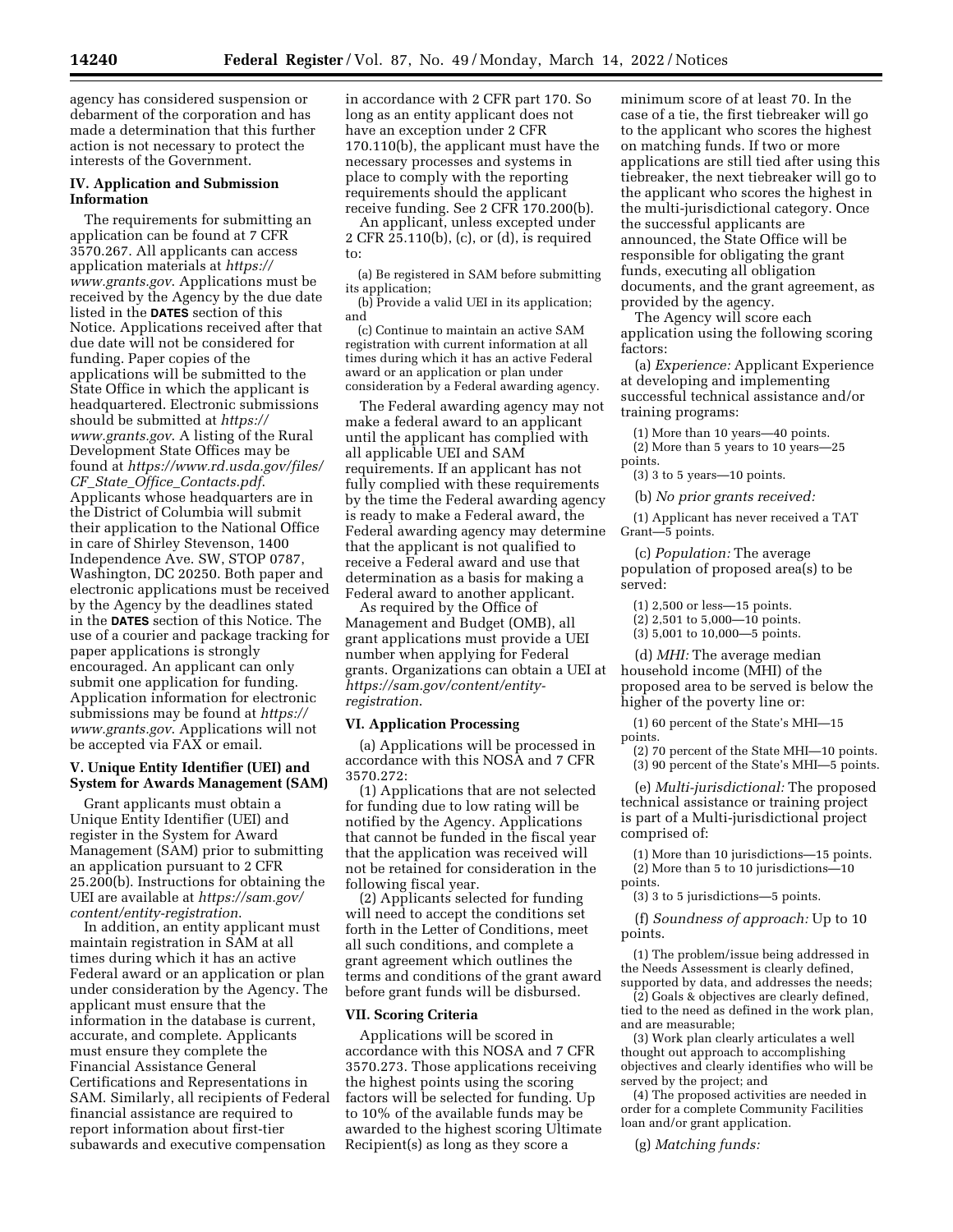agency has considered suspension or debarment of the corporation and has made a determination that this further action is not necessary to protect the interests of the Government.

## IV. Application and Submission Information

The requirements for submitting an application can be found at 7 CFR 3570.267. All applicants can access application materials at *https://www.grants.gov*. Applications must be received by the Agency by the due date listed in the **DATES** section of this Notice. Applications received after that due date will not be considered for funding. Paper copies of the applications will be submitted to the State Office in which the applicant is headquartered. Electronic submissions should be submitted at *https://www.grants.gov*. A listing of the Rural Development State Offices may be found at *https://www.rd.usda.gov/files/CF_State_Office_Contacts.pdf*. Applicants whose headquarters are in the District of Columbia will submit their application to the National Office in care of Shirley Stevenson, 1400 Independence Ave. SW, STOP 0787, Washington, DC 20250. Both paper and electronic applications must be received by the Agency by the deadlines stated in the **DATES** section of this Notice. The use of a courier and package tracking for paper applications is strongly encouraged. An applicant can only submit one application for funding. Application information for electronic submissions may be found at *https://www.grants.gov*. Applications will not be accepted via FAX or email.

## V. Unique Entity Identifier (UEI) and System for Awards Management (SAM)

Grant applicants must obtain a Unique Entity Identifier (UEI) and register in the System for Award Management (SAM) prior to submitting an application pursuant to 2 CFR 25.200(b). Instructions for obtaining the UEI are available at *https://sam.gov/content/entity-registration*.

In addition, an entity applicant must maintain registration in SAM at all times during which it has an active Federal award or an application or plan under consideration by the Agency. The applicant must ensure that the information in the database is current, accurate, and complete. Applicants must ensure they complete the Financial Assistance General Certifications and Representations in SAM. Similarly, all recipients of Federal financial assistance are required to report information about first-tier subawards and executive compensation in accordance with 2 CFR part 170. So long as an entity applicant does not have an exception under 2 CFR 170.110(b), the applicant must have the necessary processes and systems in place to comply with the reporting requirements should the applicant receive funding. See 2 CFR 170.200(b).

An applicant, unless excepted under 2 CFR 25.110(b), (c), or (d), is required to:

(a) Be registered in SAM before submitting its application;

(b) Provide a valid UEI in its application; and

(c) Continue to maintain an active SAM registration with current information at all times during which it has an active Federal award or an application or plan under consideration by a Federal awarding agency.

The Federal awarding agency may not make a federal award to an applicant until the applicant has complied with all applicable UEI and SAM requirements. If an applicant has not fully complied with these requirements by the time the Federal awarding agency is ready to make a Federal award, the Federal awarding agency may determine that the applicant is not qualified to receive a Federal award and use that determination as a basis for making a Federal award to another applicant.

As required by the Office of Management and Budget (OMB), all grant applications must provide a UEI number when applying for Federal grants. Organizations can obtain a UEI at *https://sam.gov/content/entity-registration*.

## VI. Application Processing

(a) Applications will be processed in accordance with this NOSA and 7 CFR 3570.272:

(1) Applications that are not selected for funding due to low rating will be notified by the Agency. Applications that cannot be funded in the fiscal year that the application was received will not be retained for consideration in the following fiscal year.

(2) Applicants selected for funding will need to accept the conditions set forth in the Letter of Conditions, meet all such conditions, and complete a grant agreement which outlines the terms and conditions of the grant award before grant funds will be disbursed.

## VII. Scoring Criteria

Applications will be scored in accordance with this NOSA and 7 CFR 3570.273. Those applications receiving the highest points using the scoring factors will be selected for funding. Up to 10% of the available funds may be awarded to the highest scoring Ultimate Recipient(s) as long as they score a minimum score of at least 70. In the case of a tie, the first tiebreaker will go to the applicant who scores the highest on matching funds. If two or more applications are still tied after using this tiebreaker, the next tiebreaker will go to the applicant who scores the highest in the multi-jurisdictional category. Once the successful applicants are announced, the State Office will be responsible for obligating the grant funds, executing all obligation documents, and the grant agreement, as provided by the agency.

The Agency will score each application using the following scoring factors:

(a) *Experience:* Applicant Experience at developing and implementing successful technical assistance and/or training programs:

(1) More than 10 years—40 points.

(2) More than 5 years to 10 years—25 points.

(3) 3 to 5 years—10 points.

(b) *No prior grants received:*

(1) Applicant has never received a TAT Grant—5 points.

(c) *Population:* The average population of proposed area(s) to be served:

(1) 2,500 or less—15 points.

(2) 2,501 to 5,000—10 points.

(3) 5,001 to 10,000—5 points.

(d) *MHI:* The average median household income (MHI) of the proposed area to be served is below the higher of the poverty line or:

(1) 60 percent of the State's MHI—15 points.

(2) 70 percent of the State MHI—10 points.

(3) 90 percent of the State's MHI—5 points.

(e) *Multi-jurisdictional:* The proposed technical assistance or training project is part of a Multi-jurisdictional project comprised of:

(1) More than 10 jurisdictions—15 points.

(2) More than 5 to 10 jurisdictions—10 points.

(3) 3 to 5 jurisdictions—5 points.

(f) *Soundness of approach:* Up to 10 points.

(1) The problem/issue being addressed in the Needs Assessment is clearly defined, supported by data, and addresses the needs;

(2) Goals & objectives are clearly defined, tied to the need as defined in the work plan, and are measurable;

(3) Work plan clearly articulates a well thought out approach to accomplishing objectives and clearly identifies who will be served by the project; and

(4) The proposed activities are needed in order for a complete Community Facilities loan and/or grant application.

(g) *Matching funds:*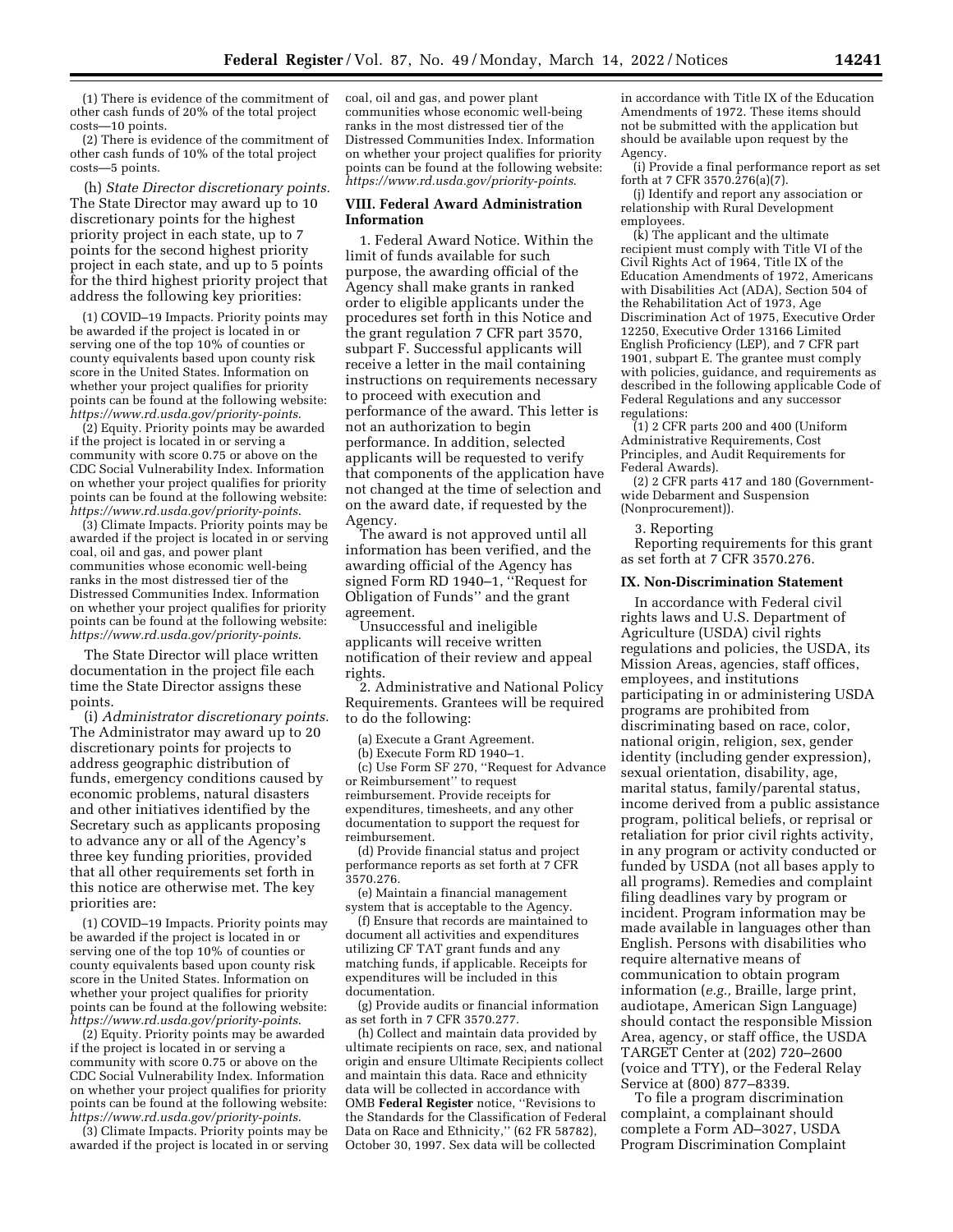(1) There is evidence of the commitment of other cash funds of 20% of the total project costs—10 points.

(2) There is evidence of the commitment of other cash funds of 10% of the total project costs—5 points.

(h) *State Director discretionary points.* The State Director may award up to 10 discretionary points for the highest priority project in each state, up to 7 points for the second highest priority project in each state, and up to 5 points for the third highest priority project that address the following key priorities:

(1) COVID–19 Impacts. Priority points may be awarded if the project is located in or serving one of the top 10% of counties or county equivalents based upon county risk score in the United States. Information on whether your project qualifies for priority points can be found at the following website: *https://www.rd.usda.gov/priority-points*.

(2) Equity. Priority points may be awarded if the project is located in or serving a community with score 0.75 or above on the CDC Social Vulnerability Index. Information on whether your project qualifies for priority points can be found at the following website: *https://www.rd.usda.gov/priority-points*.

(3) Climate Impacts. Priority points may be awarded if the project is located in or serving coal, oil and gas, and power plant communities whose economic well-being ranks in the most distressed tier of the Distressed Communities Index. Information on whether your project qualifies for priority points can be found at the following website: *https://www.rd.usda.gov/priority-points*.

The State Director will place written documentation in the project file each time the State Director assigns these points.

(i) *Administrator discretionary points.* The Administrator may award up to 20 discretionary points for projects to address geographic distribution of funds, emergency conditions caused by economic problems, natural disasters and other initiatives identified by the Secretary such as applicants proposing to advance any or all of the Agency's three key funding priorities, provided that all other requirements set forth in this notice are otherwise met. The key priorities are:

(1) COVID–19 Impacts. Priority points may be awarded if the project is located in or serving one of the top 10% of counties or county equivalents based upon county risk score in the United States. Information on whether your project qualifies for priority points can be found at the following website: *https://www.rd.usda.gov/priority-points*.

(2) Equity. Priority points may be awarded if the project is located in or serving a community with score 0.75 or above on the CDC Social Vulnerability Index. Information on whether your project qualifies for priority points can be found at the following website: *https://www.rd.usda.gov/priority-points*.

(3) Climate Impacts. Priority points may be awarded if the project is located in or serving coal, oil and gas, and power plant communities whose economic well-being ranks in the most distressed tier of the Distressed Communities Index. Information on whether your project qualifies for priority points can be found at the following website: *https://www.rd.usda.gov/priority-points*.

### VIII. Federal Award Administration Information

1. Federal Award Notice. Within the limit of funds available for such purpose, the awarding official of the Agency shall make grants in ranked order to eligible applicants under the procedures set forth in this Notice and the grant regulation 7 CFR part 3570, subpart F. Successful applicants will receive a letter in the mail containing instructions on requirements necessary to proceed with execution and performance of the award. This letter is not an authorization to begin performance. In addition, selected applicants will be requested to verify that components of the application have not changed at the time of selection and on the award date, if requested by the Agency.

The award is not approved until all information has been verified, and the awarding official of the Agency has signed Form RD 1940–1, "Request for Obligation of Funds" and the grant agreement.

Unsuccessful and ineligible applicants will receive written notification of their review and appeal rights.

2. Administrative and National Policy Requirements. Grantees will be required to do the following:

(a) Execute a Grant Agreement.

(b) Execute Form RD 1940–1.

(c) Use Form SF 270, "Request for Advance or Reimbursement" to request reimbursement. Provide receipts for expenditures, timesheets, and any other documentation to support the request for reimbursement.

(d) Provide financial status and project performance reports as set forth at 7 CFR 3570.276.

(e) Maintain a financial management system that is acceptable to the Agency.

(f) Ensure that records are maintained to document all activities and expenditures utilizing CF TAT grant funds and any matching funds, if applicable. Receipts for expenditures will be included in this documentation.

(g) Provide audits or financial information as set forth in 7 CFR 3570.277.

(h) Collect and maintain data provided by ultimate recipients on race, sex, and national origin and ensure Ultimate Recipients collect and maintain this data. Race and ethnicity data will be collected in accordance with OMB **Federal Register** notice, "Revisions to the Standards for the Classification of Federal Data on Race and Ethnicity," (62 FR 58782), October 30, 1997. Sex data will be collected in accordance with Title IX of the Education Amendments of 1972. These items should not be submitted with the application but should be available upon request by the Agency.

(i) Provide a final performance report as set forth at 7 CFR 3570.276(a)(7).

(j) Identify and report any association or relationship with Rural Development employees.

(k) The applicant and the ultimate recipient must comply with Title VI of the Civil Rights Act of 1964, Title IX of the Education Amendments of 1972, Americans with Disabilities Act (ADA), Section 504 of the Rehabilitation Act of 1973, Age Discrimination Act of 1975, Executive Order 12250, Executive Order 13166 Limited English Proficiency (LEP), and 7 CFR part 1901, subpart E. The grantee must comply with policies, guidance, and requirements as described in the following applicable Code of Federal Regulations and any successor regulations:

(1) 2 CFR parts 200 and 400 (Uniform Administrative Requirements, Cost Principles, and Audit Requirements for Federal Awards).

(2) 2 CFR parts 417 and 180 (Government-wide Debarment and Suspension (Nonprocurement)).

3. Reporting

Reporting requirements for this grant as set forth at 7 CFR 3570.276.

### IX. Non-Discrimination Statement

In accordance with Federal civil rights laws and U.S. Department of Agriculture (USDA) civil rights regulations and policies, the USDA, its Mission Areas, agencies, staff offices, employees, and institutions participating in or administering USDA programs are prohibited from discriminating based on race, color, national origin, religion, sex, gender identity (including gender expression), sexual orientation, disability, age, marital status, family/parental status, income derived from a public assistance program, political beliefs, or reprisal or retaliation for prior civil rights activity, in any program or activity conducted or funded by USDA (not all bases apply to all programs). Remedies and complaint filing deadlines vary by program or incident. Program information may be made available in languages other than English. Persons with disabilities who require alternative means of communication to obtain program information (*e.g.,* Braille, large print, audiotape, American Sign Language) should contact the responsible Mission Area, agency, or staff office, the USDA TARGET Center at (202) 720–2600 (voice and TTY), or the Federal Relay Service at (800) 877–8339.

To file a program discrimination complaint, a complainant should complete a Form AD–3027, USDA Program Discrimination Complaint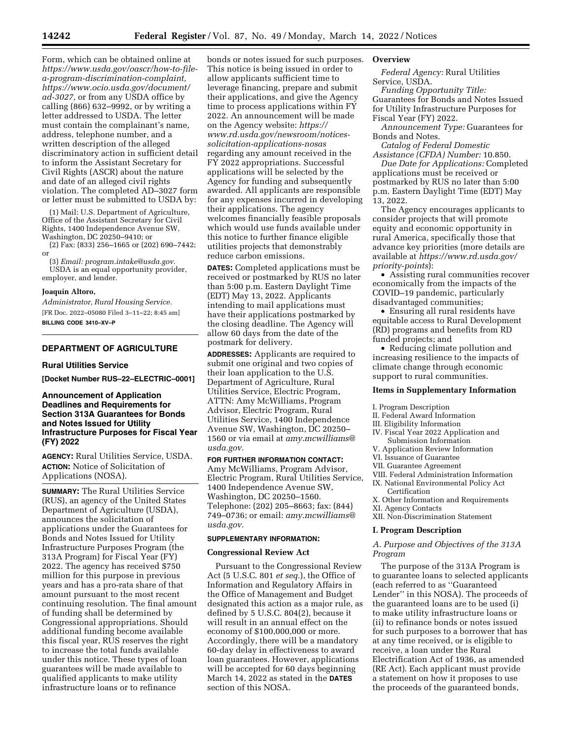Form, which can be obtained online at *https://www.usda.gov/oascr/how-to-file-a-program-discrimination-complaint, https://www.ocio.usda.gov/document/ad-3027,* or from any USDA office by calling (866) 632–9992, or by writing a letter addressed to USDA. The letter must contain the complainant's name, address, telephone number, and a written description of the alleged discriminatory action in sufficient detail to inform the Assistant Secretary for Civil Rights (ASCR) about the nature and date of an alleged civil rights violation. The completed AD–3027 form or letter must be submitted to USDA by:

(1) Mail: U.S. Department of Agriculture, Office of the Assistant Secretary for Civil Rights, 1400 Independence Avenue SW, Washington, DC 20250–9410; or

(2) Fax: (833) 256–1665 or (202) 690–7442; or

(3) *Email: program.intake@usda.gov.*

USDA is an equal opportunity provider, employer, and lender.

**Joaquin Altoro,**

*Administrator, Rural Housing Service.*

[FR Doc. 2022–05080 Filed 3–11–22; 8:45 am]

**BILLING CODE 3410–XV–P**

---

## DEPARTMENT OF AGRICULTURE

### Rural Utilities Service

**[Docket Number RUS–22–ELECTRIC–0001]**

### Announcement of Application Deadlines and Requirements for Section 313A Guarantees for Bonds and Notes Issued for Utility Infrastructure Purposes for Fiscal Year (FY) 2022

**AGENCY:** Rural Utilities Service, USDA.

**ACTION:** Notice of Solicitation of Applications (NOSA).

**SUMMARY:** The Rural Utilities Service (RUS), an agency of the United States Department of Agriculture (USDA), announces the solicitation of applications under the Guarantees for Bonds and Notes Issued for Utility Infrastructure Purposes Program (the 313A Program) for Fiscal Year (FY) 2022. The agency has received $750 million for this purpose in previous years and has a pro-rata share of that amount pursuant to the most recent continuing resolution. The final amount of funding shall be determined by Congressional appropriations. Should additional funding become available this fiscal year, RUS reserves the right to increase the total funds available under this notice. These types of loan guarantees will be made available to qualified applicants to make utility infrastructure loans or to refinance bonds or notes issued for such purposes. This notice is being issued in order to allow applicants sufficient time to leverage financing, prepare and submit their applications, and give the Agency time to process applications within FY 2022. An announcement will be made on the Agency website: *https://www.rd.usda.gov/newsroom/notices-solicitation-applications-nosas* regarding any amount received in the FY 2022 appropriations. Successful applications will be selected by the Agency for funding and subsequently awarded. All applicants are responsible for any expenses incurred in developing their applications. The agency welcomes financially feasible proposals which would use funds available under this notice to further finance eligible utilities projects that demonstrably reduce carbon emissions.

**DATES:** Completed applications must be received or postmarked by RUS no later than 5:00 p.m. Eastern Daylight Time (EDT) May 13, 2022. Applicants intending to mail applications must have their applications postmarked by the closing deadline. The Agency will allow 60 days from the date of the postmark for delivery.

**ADDRESSES:** Applicants are required to submit one original and two copies of their loan application to the U.S. Department of Agriculture, Rural Utilities Service, Electric Program, ATTN: Amy McWilliams, Program Advisor, Electric Program, Rural Utilities Service, 1400 Independence Avenue SW, Washington, DC 20250–1560 or via email at *amy.mcwilliams@usda.gov.*

**FOR FURTHER INFORMATION CONTACT:** Amy McWilliams, Program Advisor, Electric Program, Rural Utilities Service, 1400 Independence Avenue SW, Washington, DC 20250–1560. Telephone: (202) 205–8663; fax: (844) 749–0736; or email: *amy.mcwilliams@usda.gov.*

**SUPPLEMENTARY INFORMATION:**

**Congressional Review Act**

Pursuant to the Congressional Review Act (5 U.S.C. 801 *et seq.*), the Office of Information and Regulatory Affairs in the Office of Management and Budget designated this action as a major rule, as defined by 5 U.S.C. 804(2), because it will result in an annual effect on the economy of $100,000,000 or more. Accordingly, there will be a mandatory 60-day delay in effectiveness to award loan guarantees. However, applications will be accepted for 60 days beginning March 14, 2022 as stated in the **DATES** section of this NOSA.

**Overview**

*Federal Agency:* Rural Utilities Service, USDA.

*Funding Opportunity Title:* Guarantees for Bonds and Notes Issued for Utility Infrastructure Purposes for Fiscal Year (FY) 2022.

*Announcement Type:* Guarantees for Bonds and Notes.

*Catalog of Federal Domestic Assistance (CFDA) Number:* 10.850.

*Due Date for Applications:* Completed applications must be received or postmarked by RUS no later than 5:00 p.m. Eastern Daylight Time (EDT) May 13, 2022.

The Agency encourages applicants to consider projects that will promote equity and economic opportunity in rural America, specifically those that advance key priorities (more details are available at *https://www.rd.usda.gov/priority-points*):

- Assisting rural communities recover economically from the impacts of the COVID–19 pandemic, particularly disadvantaged communities;
- Ensuring all rural residents have equitable access to Rural Development (RD) programs and benefits from RD funded projects; and
- Reducing climate pollution and increasing resilience to the impacts of climate change through economic support to rural communities.

**Items in Supplementary Information**

I. Program Description
II. Federal Award Information
III. Eligibility Information
IV. Fiscal Year 2022 Application and Submission Information
V. Application Review Information
VI. Issuance of Guarantee
VII. Guarantee Agreement
VIII. Federal Administration Information
IX. National Environmental Policy Act Certification
X. Other Information and Requirements
XI. Agency Contacts
XII. Non-Discrimination Statement

**I. Program Description**

*A. Purpose and Objectives of the 313A Program*

The purpose of the 313A Program is to guarantee loans to selected applicants (each referred to as "Guaranteed Lender" in this NOSA). The proceeds of the guaranteed loans are to be used (i) to make utility infrastructure loans or (ii) to refinance bonds or notes issued for such purposes to a borrower that has at any time received, or is eligible to receive, a loan under the Rural Electrification Act of 1936, as amended (RE Act). Each applicant must provide a statement on how it proposes to use the proceeds of the guaranteed bonds,